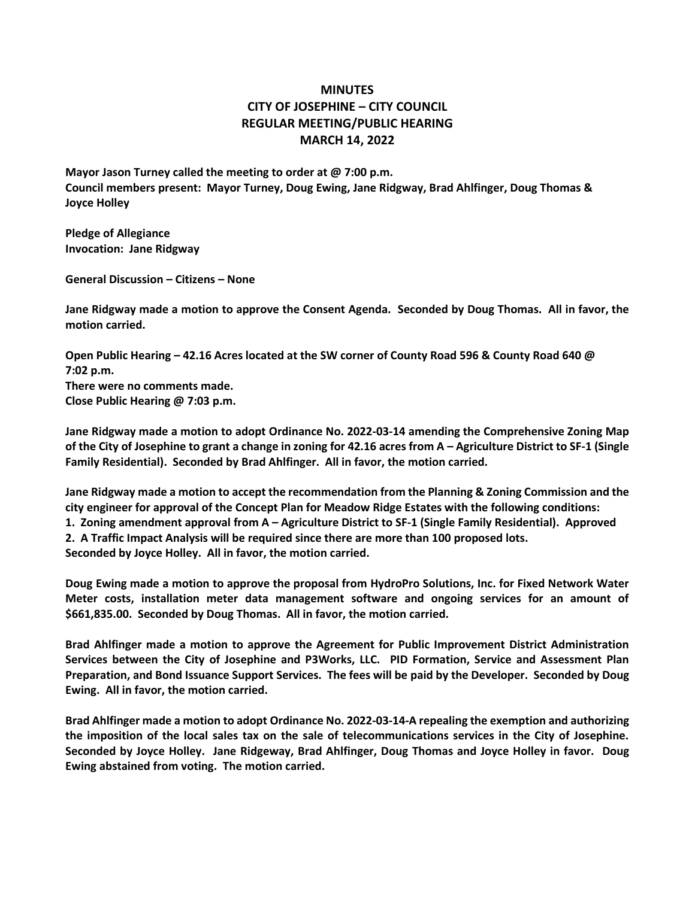# MINUTES
# CITY OF JOSEPHINE – CITY COUNCIL
# REGULAR MEETING/PUBLIC HEARING
# MARCH 14, 2022

**Mayor Jason Turney called the meeting to order at @ 7:00 p.m.**
**Council members present: Mayor Turney, Doug Ewing, Jane Ridgway, Brad Ahlfinger, Doug Thomas & Joyce Holley**

**Pledge of Allegiance**
**Invocation: Jane Ridgway**

**General Discussion – Citizens – None**

**Jane Ridgway made a motion to approve the Consent Agenda. Seconded by Doug Thomas. All in favor, the motion carried.**

**Open Public Hearing – 42.16 Acres located at the SW corner of County Road 596 & County Road 640 @ 7:02 p.m.**
**There were no comments made.**
**Close Public Hearing @ 7:03 p.m.**

**Jane Ridgway made a motion to adopt Ordinance No. 2022-03-14 amending the Comprehensive Zoning Map of the City of Josephine to grant a change in zoning for 42.16 acres from A – Agriculture District to SF-1 (Single Family Residential). Seconded by Brad Ahlfinger. All in favor, the motion carried.**

**Jane Ridgway made a motion to accept the recommendation from the Planning & Zoning Commission and the city engineer for approval of the Concept Plan for Meadow Ridge Estates with the following conditions:**
**1. Zoning amendment approval from A – Agriculture District to SF-1 (Single Family Residential). Approved**
**2. A Traffic Impact Analysis will be required since there are more than 100 proposed lots.**
**Seconded by Joyce Holley. All in favor, the motion carried.**

**Doug Ewing made a motion to approve the proposal from HydroPro Solutions, Inc. for Fixed Network Water Meter costs, installation meter data management software and ongoing services for an amount of $661,835.00. Seconded by Doug Thomas. All in favor, the motion carried.**

**Brad Ahlfinger made a motion to approve the Agreement for Public Improvement District Administration Services between the City of Josephine and P3Works, LLC. PID Formation, Service and Assessment Plan Preparation, and Bond Issuance Support Services. The fees will be paid by the Developer. Seconded by Doug Ewing. All in favor, the motion carried.**

**Brad Ahlfinger made a motion to adopt Ordinance No. 2022-03-14-A repealing the exemption and authorizing the imposition of the local sales tax on the sale of telecommunications services in the City of Josephine. Seconded by Joyce Holley. Jane Ridgeway, Brad Ahlfinger, Doug Thomas and Joyce Holley in favor. Doug Ewing abstained from voting. The motion carried.**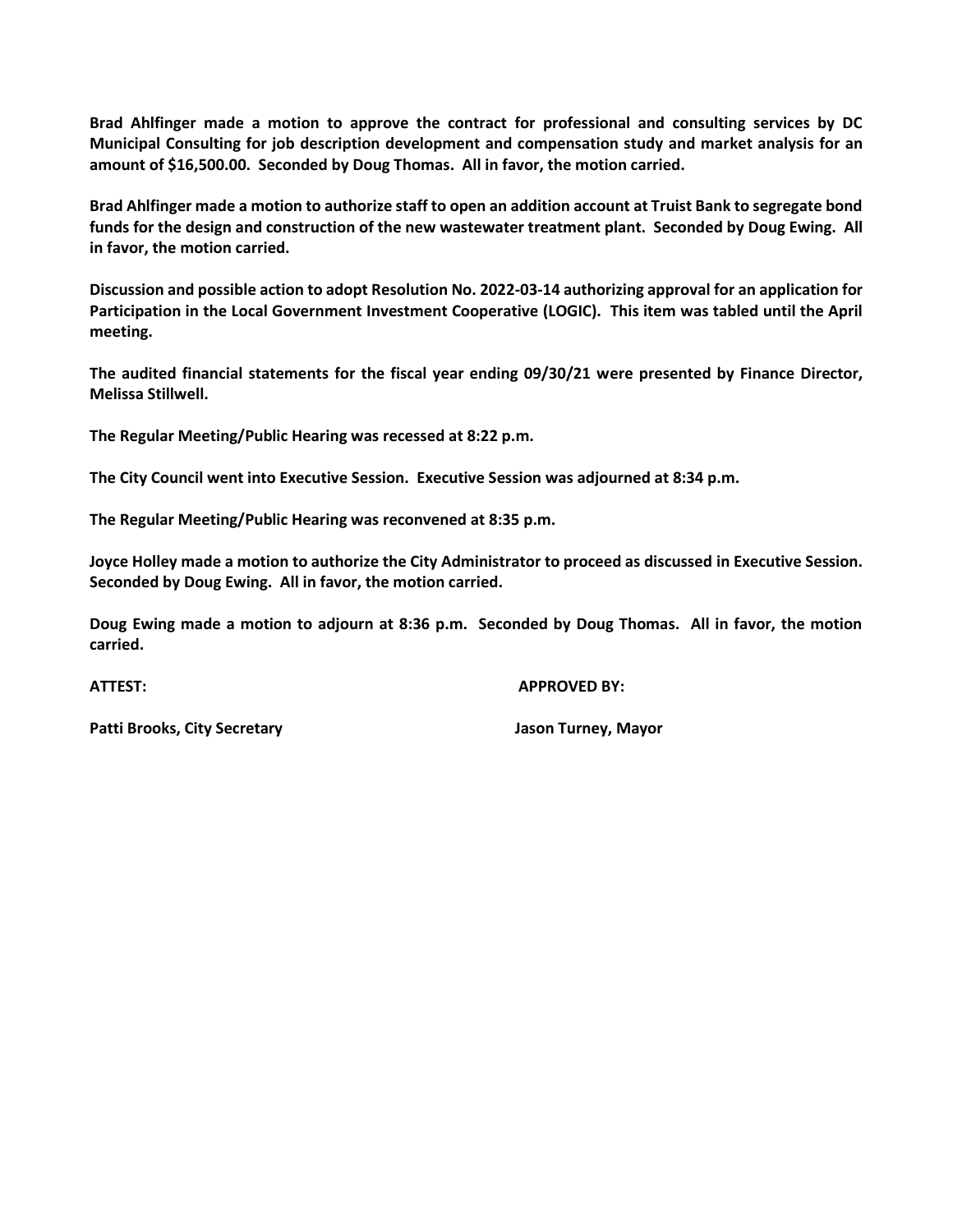**Brad Ahlfinger made a motion to approve the contract for professional and consulting services by DC Municipal Consulting for job description development and compensation study and market analysis for an amount of $16,500.00. Seconded by Doug Thomas. All in favor, the motion carried.**

**Brad Ahlfinger made a motion to authorize staff to open an addition account at Truist Bank to segregate bond funds for the design and construction of the new wastewater treatment plant. Seconded by Doug Ewing. All in favor, the motion carried.**

**Discussion and possible action to adopt Resolution No. 2022-03-14 authorizing approval for an application for Participation in the Local Government Investment Cooperative (LOGIC). This item was tabled until the April meeting.**

**The audited financial statements for the fiscal year ending 09/30/21 were presented by Finance Director, Melissa Stillwell.**

**The Regular Meeting/Public Hearing was recessed at 8:22 p.m.**

**The City Council went into Executive Session. Executive Session was adjourned at 8:34 p.m.**

**The Regular Meeting/Public Hearing was reconvened at 8:35 p.m.**

**Joyce Holley made a motion to authorize the City Administrator to proceed as discussed in Executive Session. Seconded by Doug Ewing. All in favor, the motion carried.**

**Doug Ewing made a motion to adjourn at 8:36 p.m. Seconded by Doug Thomas. All in favor, the motion carried.**

**ATTEST:** **APPROVED BY:**

**Patti Brooks, City Secretary** **Jason Turney, Mayor**